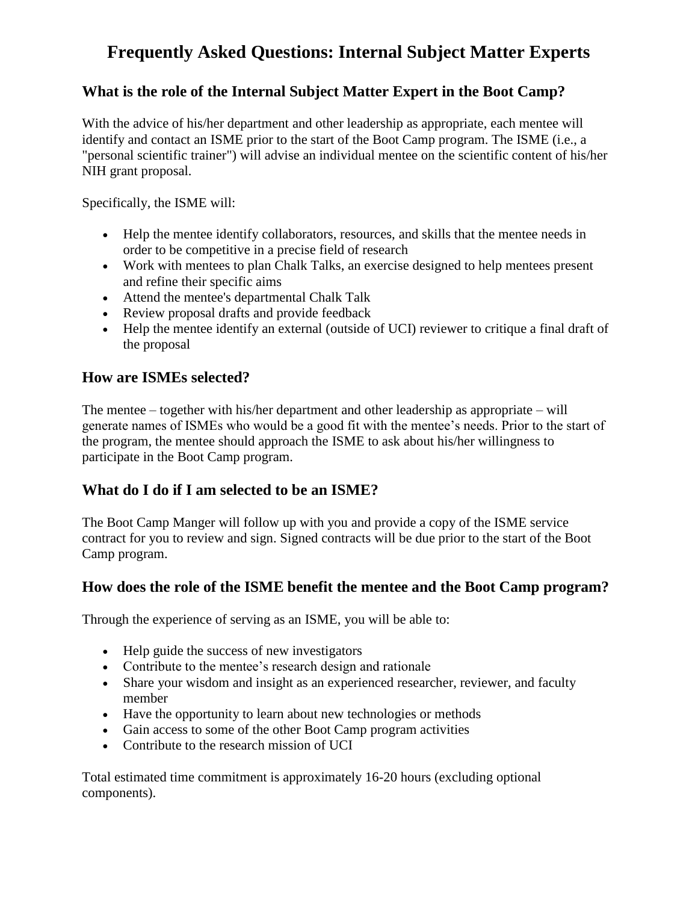# Frequently Asked Questions: Internal Subject Matter Experts

## What is the role of the Internal Subject Matter Expert in the Boot Camp?

With the advice of his/her department and other leadership as appropriate, each mentee will identify and contact an ISME prior to the start of the Boot Camp program. The ISME (i.e., a "personal scientific trainer") will advise an individual mentee on the scientific content of his/her NIH grant proposal.

Specifically, the ISME will:

- Help the mentee identify collaborators, resources, and skills that the mentee needs in order to be competitive in a precise field of research
- Work with mentees to plan Chalk Talks, an exercise designed to help mentees present and refine their specific aims
- Attend the mentee's departmental Chalk Talk
- Review proposal drafts and provide feedback
- Help the mentee identify an external (outside of UCI) reviewer to critique a final draft of the proposal

## How are ISMEs selected?

The mentee – together with his/her department and other leadership as appropriate – will generate names of ISMEs who would be a good fit with the mentee's needs. Prior to the start of the program, the mentee should approach the ISME to ask about his/her willingness to participate in the Boot Camp program.

## What do I do if I am selected to be an ISME?

The Boot Camp Manger will follow up with you and provide a copy of the ISME service contract for you to review and sign. Signed contracts will be due prior to the start of the Boot Camp program.

## How does the role of the ISME benefit the mentee and the Boot Camp program?

Through the experience of serving as an ISME, you will be able to:

- Help guide the success of new investigators
- Contribute to the mentee's research design and rationale
- Share your wisdom and insight as an experienced researcher, reviewer, and faculty member
- Have the opportunity to learn about new technologies or methods
- Gain access to some of the other Boot Camp program activities
- Contribute to the research mission of UCI

Total estimated time commitment is approximately 16-20 hours (excluding optional components).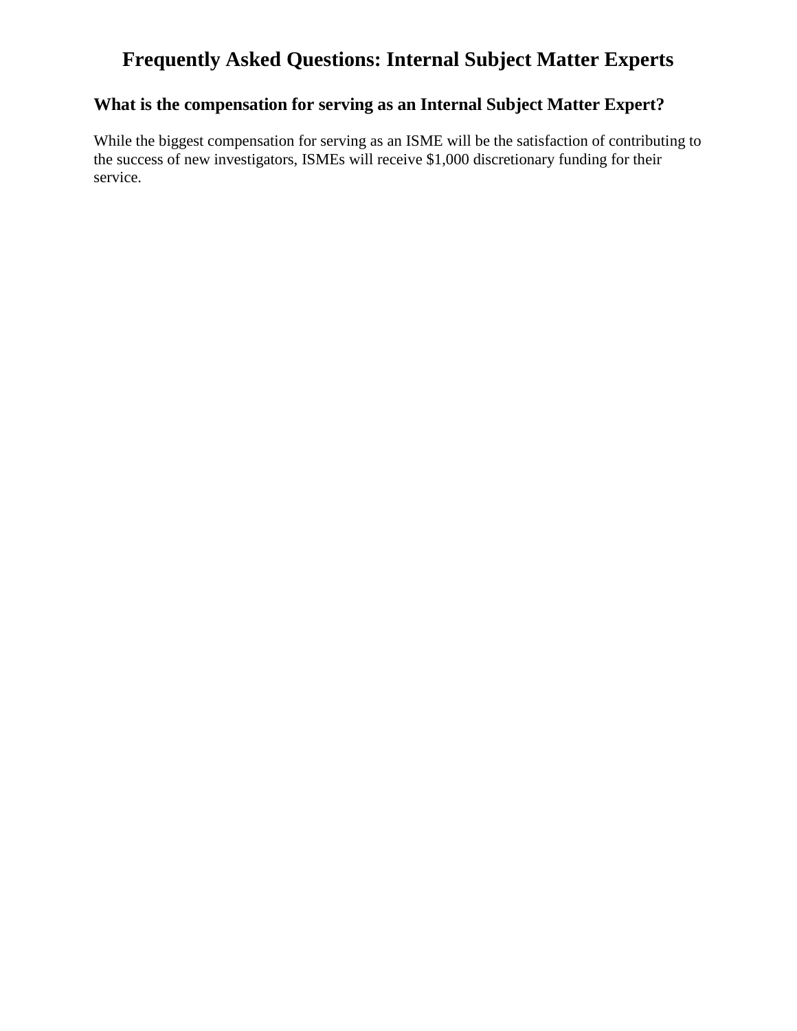# Frequently Asked Questions: Internal Subject Matter Experts

## What is the compensation for serving as an Internal Subject Matter Expert?

While the biggest compensation for serving as an ISME will be the satisfaction of contributing to the success of new investigators, ISMEs will receive $1,000 discretionary funding for their service.